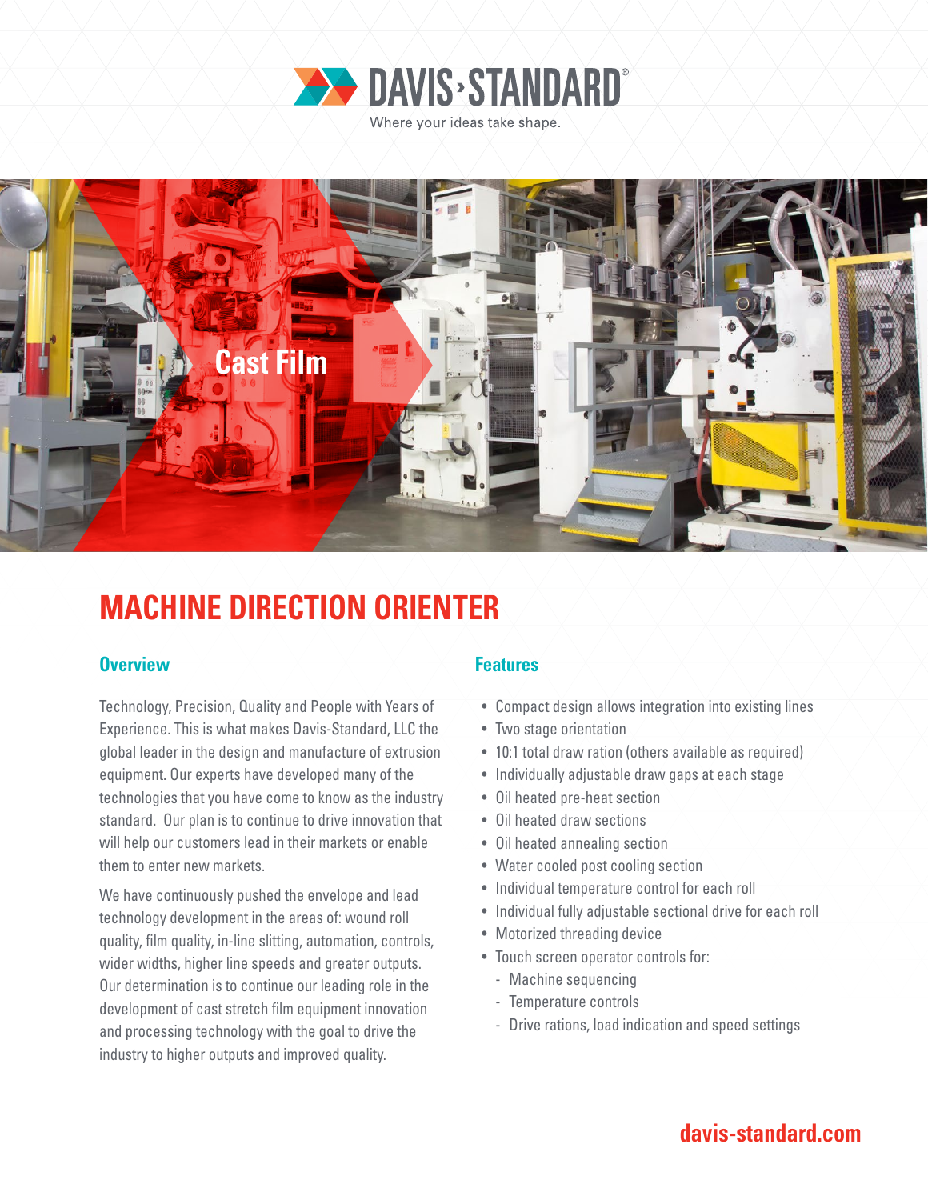DAVIS·STANDARD®

Where your ideas take shape.

Cast Film

# MACHINE DIRECTION ORIENTER

## Overview

Technology, Precision, Quality and People with Years of Experience. This is what makes Davis-Standard, LLC the global leader in the design and manufacture of extrusion equipment. Our experts have developed many of the technologies that you have come to know as the industry standard. Our plan is to continue to drive innovation that will help our customers lead in their markets or enable them to enter new markets.

We have continuously pushed the envelope and lead technology development in the areas of: wound roll quality, film quality, in-line slitting, automation, controls, wider widths, higher line speeds and greater outputs. Our determination is to continue our leading role in the development of cast stretch film equipment innovation and processing technology with the goal to drive the industry to higher outputs and improved quality.

## Features

- Compact design allows integration into existing lines
- Two stage orientation
- 10:1 total draw ration (others available as required)
- Individually adjustable draw gaps at each stage
- Oil heated pre-heat section
- Oil heated draw sections
- Oil heated annealing section
- Water cooled post cooling section
- Individual temperature control for each roll
- Individual fully adjustable sectional drive for each roll
- Motorized threading device
- Touch screen operator controls for:
  - Machine sequencing
  - Temperature controls
  - Drive rations, load indication and speed settings

davis-standard.com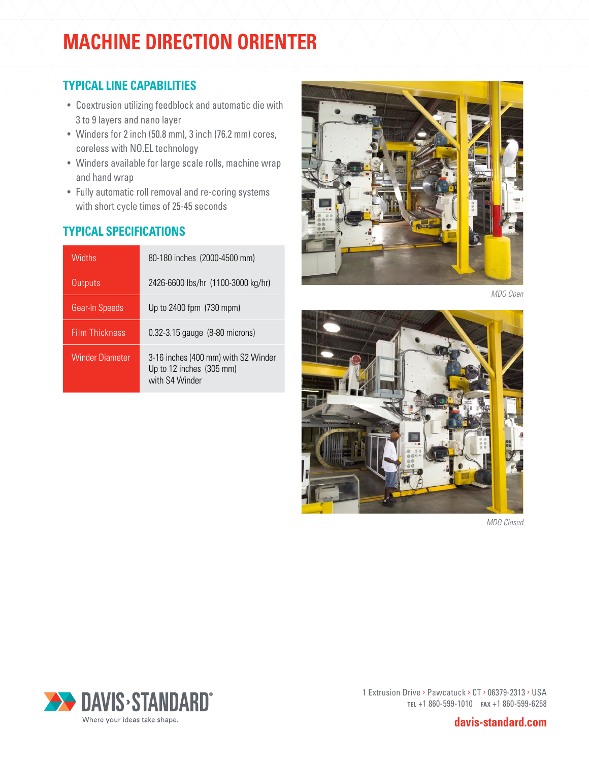# MACHINE DIRECTION ORIENTER

## TYPICAL LINE CAPABILITIES

- Coextrusion utilizing feedblock and automatic die with 3 to 9 layers and nano layer
- Winders for 2 inch (50.8 mm), 3 inch (76.2 mm) cores, coreless with NO.EL technology
- Winders available for large scale rolls, machine wrap and hand wrap
- Fully automatic roll removal and re-coring systems with short cycle times of 25-45 seconds

## TYPICAL SPECIFICATIONS

| | |
|---|---|
| Widths | 80-180 inches (2000-4500 mm) |
| Outputs | 2426-6600 lbs/hr (1100-3000 kg/hr) |
| Gear-In Speeds | Up to 2400 fpm (730 mpm) |
| Film Thickness | 0.32-3.15 gauge (8-80 microns) |
| Winder Diameter | 3-16 inches (400 mm) with S2 Winder<br>Up to 12 inches (305 mm)<br>with S4 Winder |

*MDO Open*

*MDO Closed*

DAVIS-STANDARD®
Where your ideas take shape.

1 Extrusion Drive › Pawcatuck › CT › 06379-2313 › USA
TEL +1 860-599-1010 FAX +1 860-599-6258

davis-standard.com